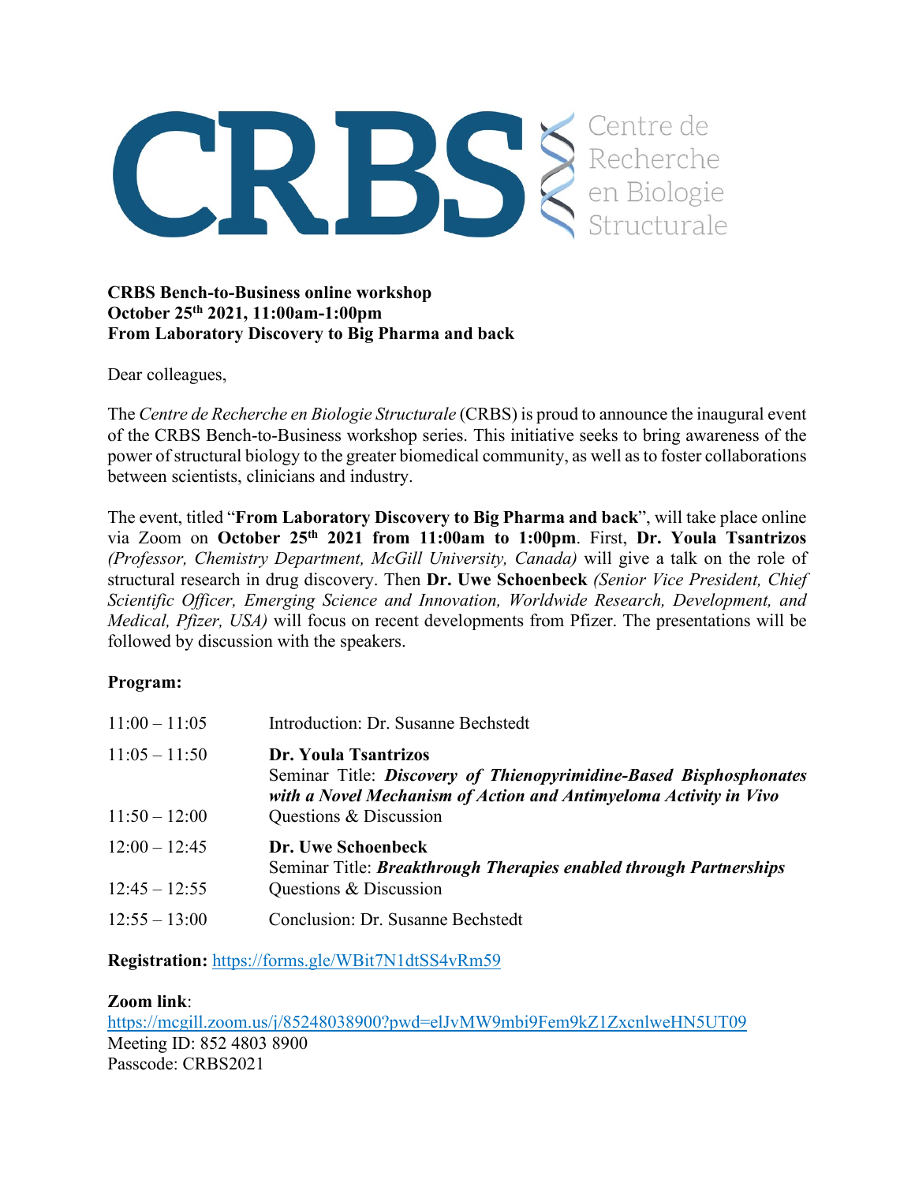# CRBS — Centre de Recherche en Biologie Structurale

**CRBS Bench-to-Business online workshop**
**October 25th 2021, 11:00am-1:00pm**
**From Laboratory Discovery to Big Pharma and back**

Dear colleagues,

The *Centre de Recherche en Biologie Structurale* (CRBS) is proud to announce the inaugural event of the CRBS Bench-to-Business workshop series. This initiative seeks to bring awareness of the power of structural biology to the greater biomedical community, as well as to foster collaborations between scientists, clinicians and industry.

The event, titled "**From Laboratory Discovery to Big Pharma and back**", will take place online via Zoom on **October 25th 2021 from 11:00am to 1:00pm**. First, **Dr. Youla Tsantrizos** *(Professor, Chemistry Department, McGill University, Canada)* will give a talk on the role of structural research in drug discovery. Then **Dr. Uwe Schoenbeck** *(Senior Vice President, Chief Scientific Officer, Emerging Science and Innovation, Worldwide Research, Development, and Medical, Pfizer, USA)* will focus on recent developments from Pfizer. The presentations will be followed by discussion with the speakers.

**Program:**

| | |
|---|---|
| 11:00 – 11:05 | Introduction: Dr. Susanne Bechstedt |
| 11:05 – 11:50 | **Dr. Youla Tsantrizos**<br>Seminar Title: ***Discovery of Thienopyrimidine-Based Bisphosphonates with a Novel Mechanism of Action and Antimyeloma Activity in Vivo*** |
| 11:50 – 12:00 | Questions & Discussion |
| 12:00 – 12:45 | **Dr. Uwe Schoenbeck**<br>Seminar Title: ***Breakthrough Therapies enabled through Partnerships*** |
| 12:45 – 12:55 | Questions & Discussion |
| 12:55 – 13:00 | Conclusion: Dr. Susanne Bechstedt |

**Registration:** https://forms.gle/WBit7N1dtSS4vRm59

**Zoom link**:
https://mcgill.zoom.us/j/85248038900?pwd=elJvMW9mbi9Fem9kZ1ZxcnlweHN5UT09
Meeting ID: 852 4803 8900
Passcode: CRBS2021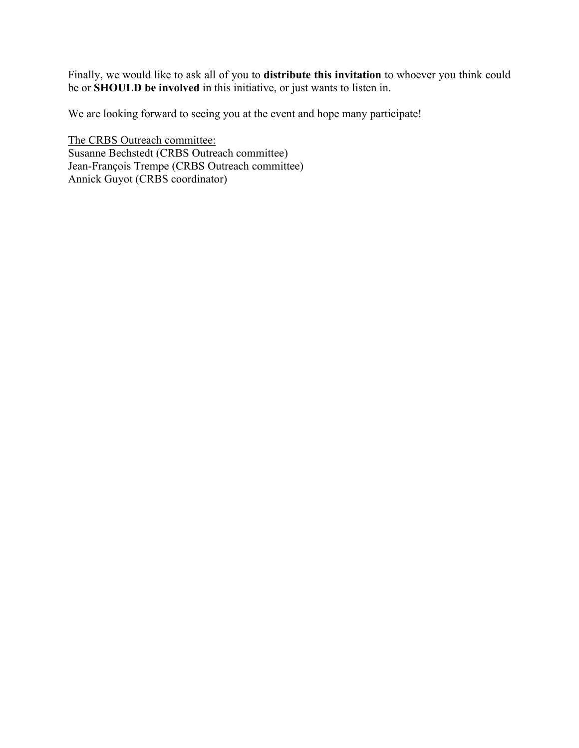Finally, we would like to ask all of you to **distribute this invitation** to whoever you think could be or **SHOULD be involved** in this initiative, or just wants to listen in.

We are looking forward to seeing you at the event and hope many participate!

<u>The CRBS Outreach committee:</u>
Susanne Bechstedt (CRBS Outreach committee)
Jean-François Trempe (CRBS Outreach committee)
Annick Guyot (CRBS coordinator)